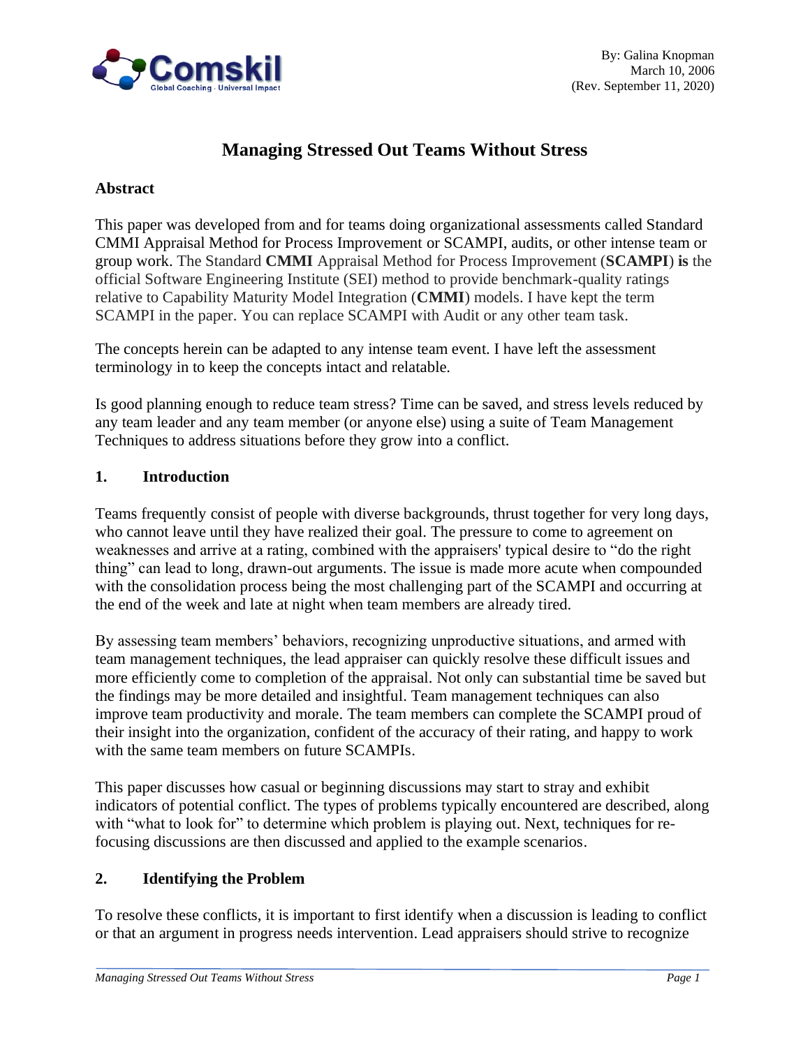By: Galina Knopman
March 10, 2006
(Rev. September 11, 2020)

# Managing Stressed Out Teams Without Stress

**Abstract**

This paper was developed from and for teams doing organizational assessments called Standard CMMI Appraisal Method for Process Improvement or SCAMPI, audits, or other intense team or group work. The Standard **CMMI** Appraisal Method for Process Improvement (**SCAMPI**) **is** the official Software Engineering Institute (SEI) method to provide benchmark-quality ratings relative to Capability Maturity Model Integration (**CMMI**) models. I have kept the term SCAMPI in the paper. You can replace SCAMPI with Audit or any other team task.

The concepts herein can be adapted to any intense team event. I have left the assessment terminology in to keep the concepts intact and relatable.

Is good planning enough to reduce team stress? Time can be saved, and stress levels reduced by any team leader and any team member (or anyone else) using a suite of Team Management Techniques to address situations before they grow into a conflict.

## 1. Introduction

Teams frequently consist of people with diverse backgrounds, thrust together for very long days, who cannot leave until they have realized their goal. The pressure to come to agreement on weaknesses and arrive at a rating, combined with the appraisers' typical desire to "do the right thing" can lead to long, drawn-out arguments. The issue is made more acute when compounded with the consolidation process being the most challenging part of the SCAMPI and occurring at the end of the week and late at night when team members are already tired.

By assessing team members' behaviors, recognizing unproductive situations, and armed with team management techniques, the lead appraiser can quickly resolve these difficult issues and more efficiently come to completion of the appraisal. Not only can substantial time be saved but the findings may be more detailed and insightful. Team management techniques can also improve team productivity and morale. The team members can complete the SCAMPI proud of their insight into the organization, confident of the accuracy of their rating, and happy to work with the same team members on future SCAMPIs.

This paper discusses how casual or beginning discussions may start to stray and exhibit indicators of potential conflict. The types of problems typically encountered are described, along with "what to look for" to determine which problem is playing out. Next, techniques for re-focusing discussions are then discussed and applied to the example scenarios.

## 2. Identifying the Problem

To resolve these conflicts, it is important to first identify when a discussion is leading to conflict or that an argument in progress needs intervention. Lead appraisers should strive to recognize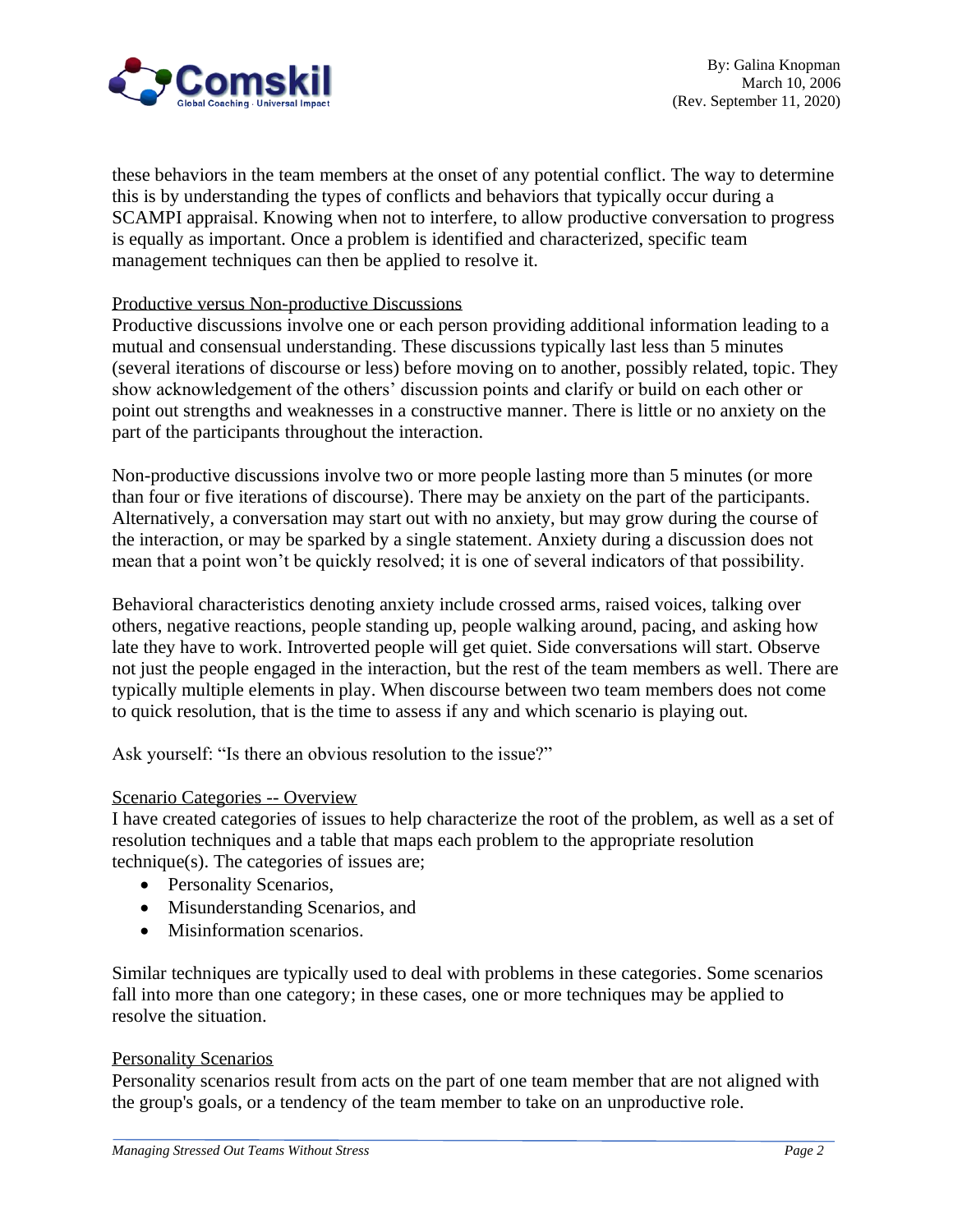these behaviors in the team members at the onset of any potential conflict. The way to determine this is by understanding the types of conflicts and behaviors that typically occur during a SCAMPI appraisal. Knowing when not to interfere, to allow productive conversation to progress is equally as important. Once a problem is identified and characterized, specific team management techniques can then be applied to resolve it.

### Productive versus Non-productive Discussions

Productive discussions involve one or each person providing additional information leading to a mutual and consensual understanding. These discussions typically last less than 5 minutes (several iterations of discourse or less) before moving on to another, possibly related, topic. They show acknowledgement of the others' discussion points and clarify or build on each other or point out strengths and weaknesses in a constructive manner. There is little or no anxiety on the part of the participants throughout the interaction.

Non-productive discussions involve two or more people lasting more than 5 minutes (or more than four or five iterations of discourse). There may be anxiety on the part of the participants. Alternatively, a conversation may start out with no anxiety, but may grow during the course of the interaction, or may be sparked by a single statement. Anxiety during a discussion does not mean that a point won't be quickly resolved; it is one of several indicators of that possibility.

Behavioral characteristics denoting anxiety include crossed arms, raised voices, talking over others, negative reactions, people standing up, people walking around, pacing, and asking how late they have to work. Introverted people will get quiet. Side conversations will start. Observe not just the people engaged in the interaction, but the rest of the team members as well. There are typically multiple elements in play. When discourse between two team members does not come to quick resolution, that is the time to assess if any and which scenario is playing out.

Ask yourself: "Is there an obvious resolution to the issue?"

### Scenario Categories -- Overview

I have created categories of issues to help characterize the root of the problem, as well as a set of resolution techniques and a table that maps each problem to the appropriate resolution technique(s). The categories of issues are;

- Personality Scenarios,
- Misunderstanding Scenarios, and
- Misinformation scenarios.

Similar techniques are typically used to deal with problems in these categories. Some scenarios fall into more than one category; in these cases, one or more techniques may be applied to resolve the situation.

### Personality Scenarios

Personality scenarios result from acts on the part of one team member that are not aligned with the group's goals, or a tendency of the team member to take on an unproductive role.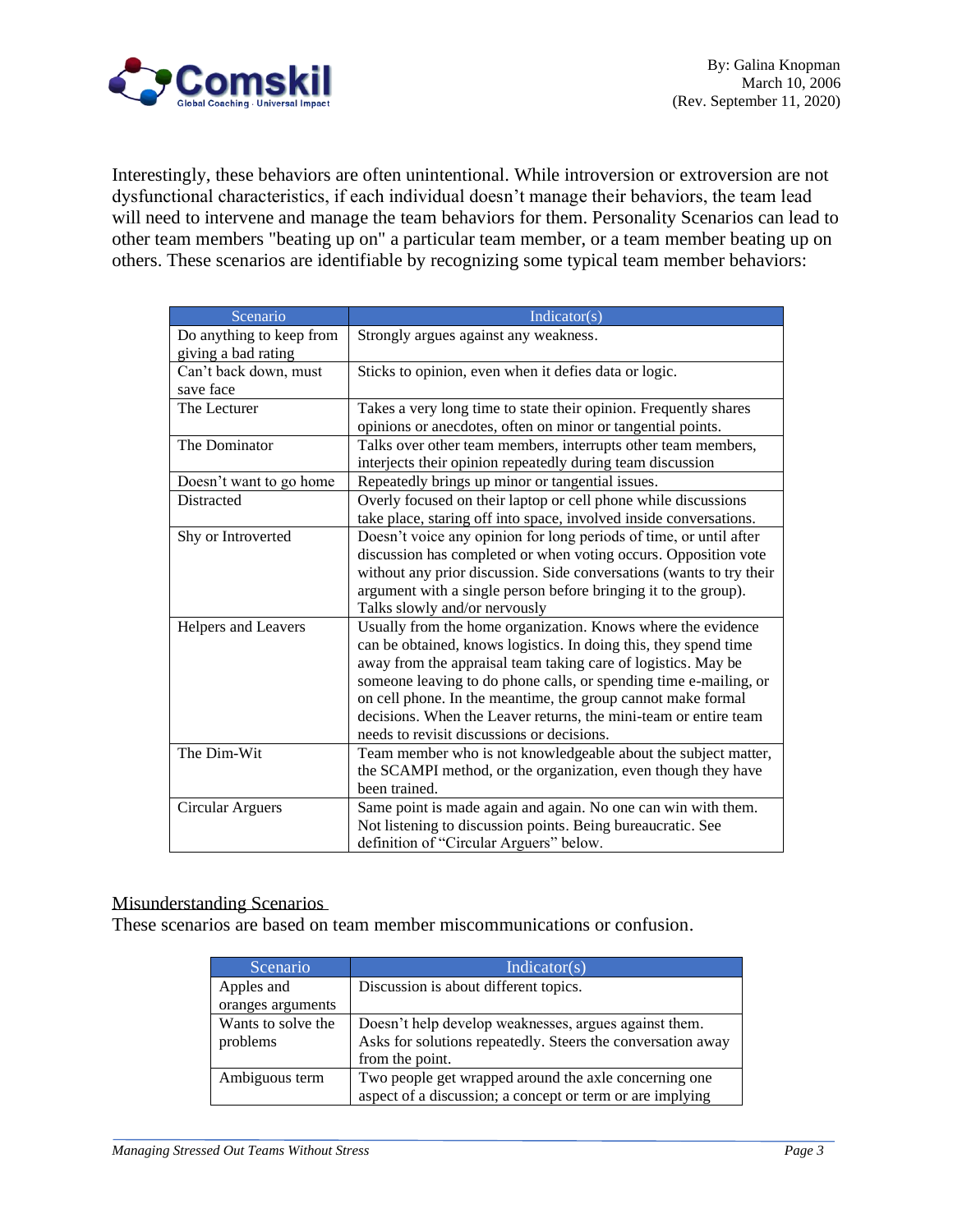Interestingly, these behaviors are often unintentional. While introversion or extroversion are not dysfunctional characteristics, if each individual doesn't manage their behaviors, the team lead will need to intervene and manage the team behaviors for them. Personality Scenarios can lead to other team members "beating up on" a particular team member, or a team member beating up on others. These scenarios are identifiable by recognizing some typical team member behaviors:

| Scenario | Indicator(s) |
|---|---|
| Do anything to keep from giving a bad rating | Strongly argues against any weakness. |
| Can't back down, must save face | Sticks to opinion, even when it defies data or logic. |
| The Lecturer | Takes a very long time to state their opinion. Frequently shares opinions or anecdotes, often on minor or tangential points. |
| The Dominator | Talks over other team members, interrupts other team members, interjects their opinion repeatedly during team discussion |
| Doesn't want to go home | Repeatedly brings up minor or tangential issues. |
| Distracted | Overly focused on their laptop or cell phone while discussions take place, staring off into space, involved inside conversations. |
| Shy or Introverted | Doesn't voice any opinion for long periods of time, or until after discussion has completed or when voting occurs. Opposition vote without any prior discussion. Side conversations (wants to try their argument with a single person before bringing it to the group). Talks slowly and/or nervously |
| Helpers and Leavers | Usually from the home organization. Knows where the evidence can be obtained, knows logistics. In doing this, they spend time away from the appraisal team taking care of logistics. May be someone leaving to do phone calls, or spending time e-mailing, or on cell phone. In the meantime, the group cannot make formal decisions. When the Leaver returns, the mini-team or entire team needs to revisit discussions or decisions. |
| The Dim-Wit | Team member who is not knowledgeable about the subject matter, the SCAMPI method, or the organization, even though they have been trained. |
| Circular Arguers | Same point is made again and again. No one can win with them. Not listening to discussion points. Being bureaucratic. See definition of "Circular Arguers" below. |

<u>Misunderstanding Scenarios</u>

These scenarios are based on team member miscommunications or confusion.

| Scenario | Indicator(s) |
|---|---|
| Apples and oranges arguments | Discussion is about different topics. |
| Wants to solve the problems | Doesn't help develop weaknesses, argues against them. Asks for solutions repeatedly. Steers the conversation away from the point. |
| Ambiguous term | Two people get wrapped around the axle concerning one aspect of a discussion; a concept or term or are implying |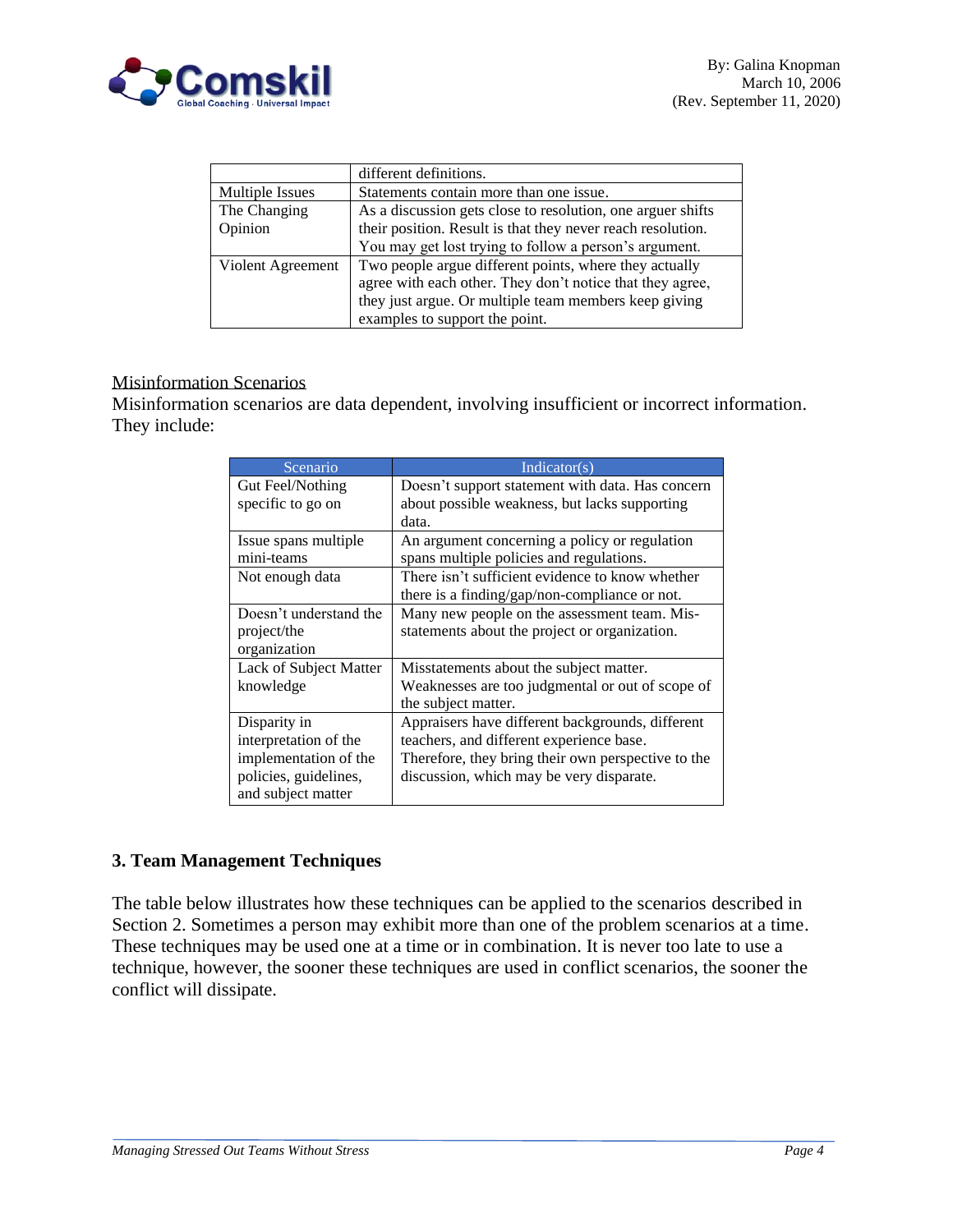| | |
|---|---|
| | different definitions. |
| Multiple Issues | Statements contain more than one issue. |
| The Changing Opinion | As a discussion gets close to resolution, one arguer shifts their position. Result is that they never reach resolution. You may get lost trying to follow a person's argument. |
| Violent Agreement | Two people argue different points, where they actually agree with each other. They don't notice that they agree, they just argue. Or multiple team members keep giving examples to support the point. |

<u>Misinformation Scenarios</u>

Misinformation scenarios are data dependent, involving insufficient or incorrect information. They include:

| Scenario | Indicator(s) |
|---|---|
| Gut Feel/Nothing specific to go on | Doesn't support statement with data. Has concern about possible weakness, but lacks supporting data. |
| Issue spans multiple mini-teams | An argument concerning a policy or regulation spans multiple policies and regulations. |
| Not enough data | There isn't sufficient evidence to know whether there is a finding/gap/non-compliance or not. |
| Doesn't understand the project/the organization | Many new people on the assessment team. Mis-statements about the project or organization. |
| Lack of Subject Matter knowledge | Misstatements about the subject matter. Weaknesses are too judgmental or out of scope of the subject matter. |
| Disparity in interpretation of the implementation of the policies, guidelines, and subject matter | Appraisers have different backgrounds, different teachers, and different experience base. Therefore, they bring their own perspective to the discussion, which may be very disparate. |

## 3. Team Management Techniques

The table below illustrates how these techniques can be applied to the scenarios described in Section 2. Sometimes a person may exhibit more than one of the problem scenarios at a time. These techniques may be used one at a time or in combination. It is never too late to use a technique, however, the sooner these techniques are used in conflict scenarios, the sooner the conflict will dissipate.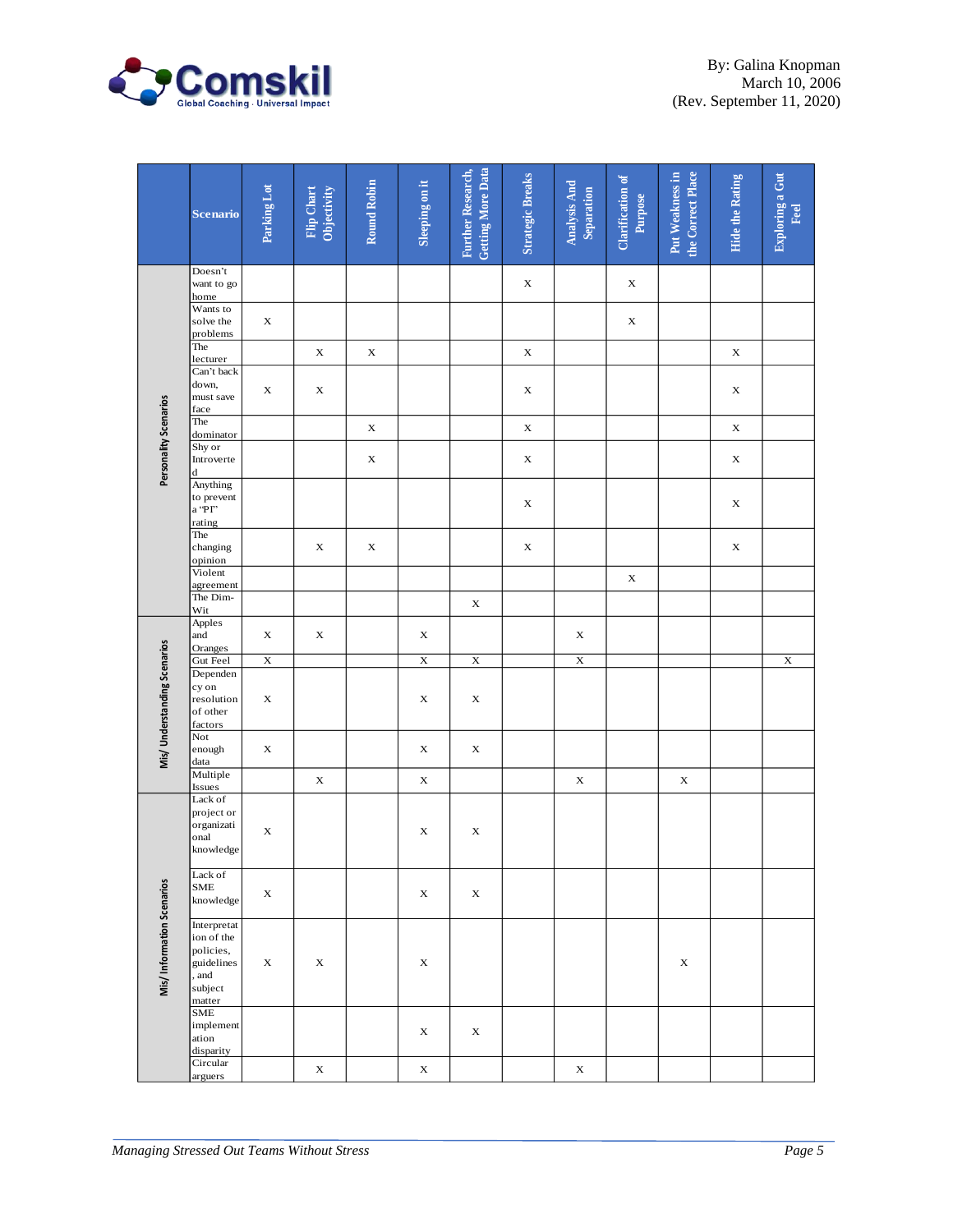| | Scenario | Parking Lot | Flip Chart Objectivity | Round Robin | Sleeping on it | Further Research, Getting More Data | Strategic Breaks | Analysis And Separation | Clarification of Purpose | Put Weakness in the Correct Place | Hide the Rating | Exploring a Gut Feel |
|---|---|---|---|---|---|---|---|---|---|---|---|---|
| Personality Scenarios | Doesn't want to go home | | | | | | x | | x | | | |
| | Wants to solve the problems | x | | | | | | | x | | | |
| | The lecturer | | x | x | | | x | | | | x | |
| | Can't back down, must save face | x | x | | | | x | | | | x | |
| | The dominator | | | x | | | x | | | | x | |
| | Shy or Introverted | | | x | | | x | | | | x | |
| | Anything to prevent a "PI" rating | | | | | | x | | | | x | |
| | The changing opinion | | x | x | | | x | | | | x | |
| | Violent agreement | | | | | | | | x | | | |
| | The Dim-Wit | | | | | x | | | | | | |
| Mis/ Understanding Scenarios | Apples and Oranges | x | x | | x | | | x | | | | |
| | Gut Feel | x | | | x | x | | x | | | | x |
| | Dependency on resolution of other factors | x | | | x | x | | | | | | |
| | Not enough data | x | | | x | x | | | | | | |
| | Multiple Issues | | x | | x | | | x | | x | | |
| Mis/ Information Scenarios | Lack of project or organizational knowledge | x | | | x | x | | | | | | |
| | Lack of SME knowledge | x | | | x | x | | | | | | |
| | Interpretation of the policies, guidelines, and subject matter | x | x | | x | | | | | x | | |
| | SME implementation disparity | | | | x | x | | | | | | |
| | Circular arguers | | x | | x | | | x | | | | |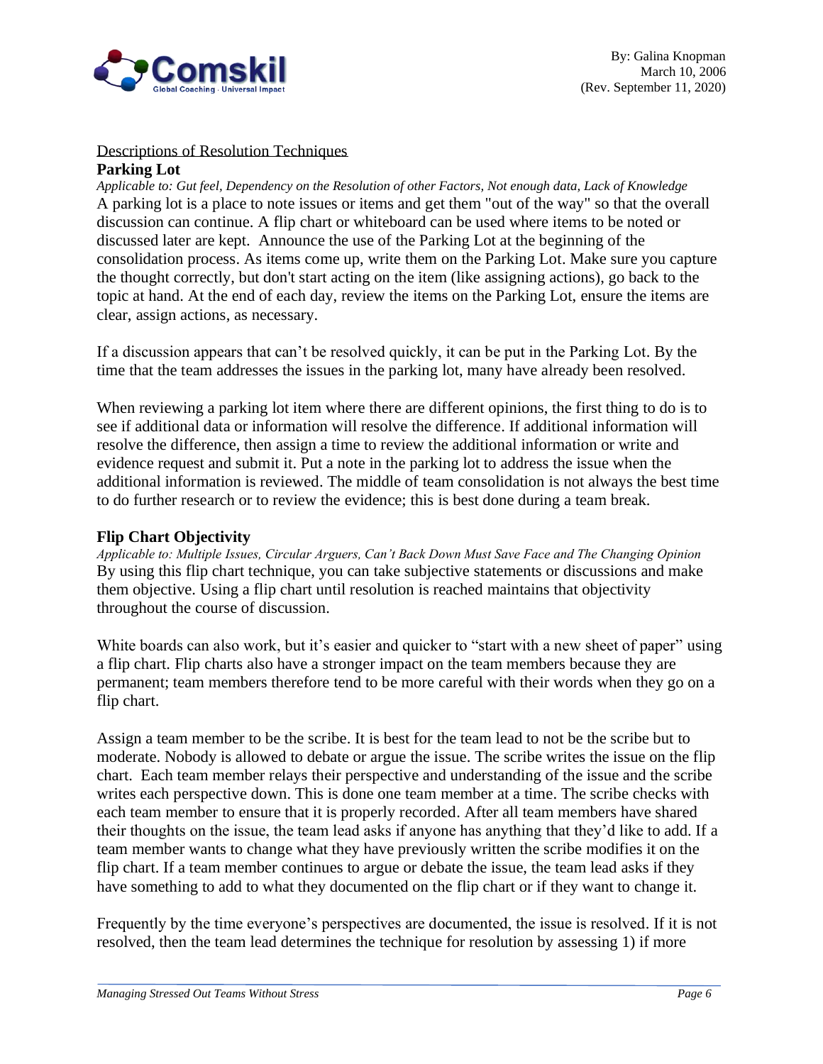Descriptions of Resolution Techniques

## Parking Lot

*Applicable to: Gut feel, Dependency on the Resolution of other Factors, Not enough data, Lack of Knowledge*

A parking lot is a place to note issues or items and get them "out of the way" so that the overall discussion can continue. A flip chart or whiteboard can be used where items to be noted or discussed later are kept. Announce the use of the Parking Lot at the beginning of the consolidation process. As items come up, write them on the Parking Lot. Make sure you capture the thought correctly, but don't start acting on the item (like assigning actions), go back to the topic at hand. At the end of each day, review the items on the Parking Lot, ensure the items are clear, assign actions, as necessary.

If a discussion appears that can't be resolved quickly, it can be put in the Parking Lot. By the time that the team addresses the issues in the parking lot, many have already been resolved.

When reviewing a parking lot item where there are different opinions, the first thing to do is to see if additional data or information will resolve the difference. If additional information will resolve the difference, then assign a time to review the additional information or write and evidence request and submit it. Put a note in the parking lot to address the issue when the additional information is reviewed. The middle of team consolidation is not always the best time to do further research or to review the evidence; this is best done during a team break.

## Flip Chart Objectivity

*Applicable to: Multiple Issues, Circular Arguers, Can't Back Down Must Save Face and The Changing Opinion*

By using this flip chart technique, you can take subjective statements or discussions and make them objective. Using a flip chart until resolution is reached maintains that objectivity throughout the course of discussion.

White boards can also work, but it's easier and quicker to "start with a new sheet of paper" using a flip chart. Flip charts also have a stronger impact on the team members because they are permanent; team members therefore tend to be more careful with their words when they go on a flip chart.

Assign a team member to be the scribe. It is best for the team lead to not be the scribe but to moderate. Nobody is allowed to debate or argue the issue. The scribe writes the issue on the flip chart. Each team member relays their perspective and understanding of the issue and the scribe writes each perspective down. This is done one team member at a time. The scribe checks with each team member to ensure that it is properly recorded. After all team members have shared their thoughts on the issue, the team lead asks if anyone has anything that they'd like to add. If a team member wants to change what they have previously written the scribe modifies it on the flip chart. If a team member continues to argue or debate the issue, the team lead asks if they have something to add to what they documented on the flip chart or if they want to change it.

Frequently by the time everyone's perspectives are documented, the issue is resolved. If it is not resolved, then the team lead determines the technique for resolution by assessing 1) if more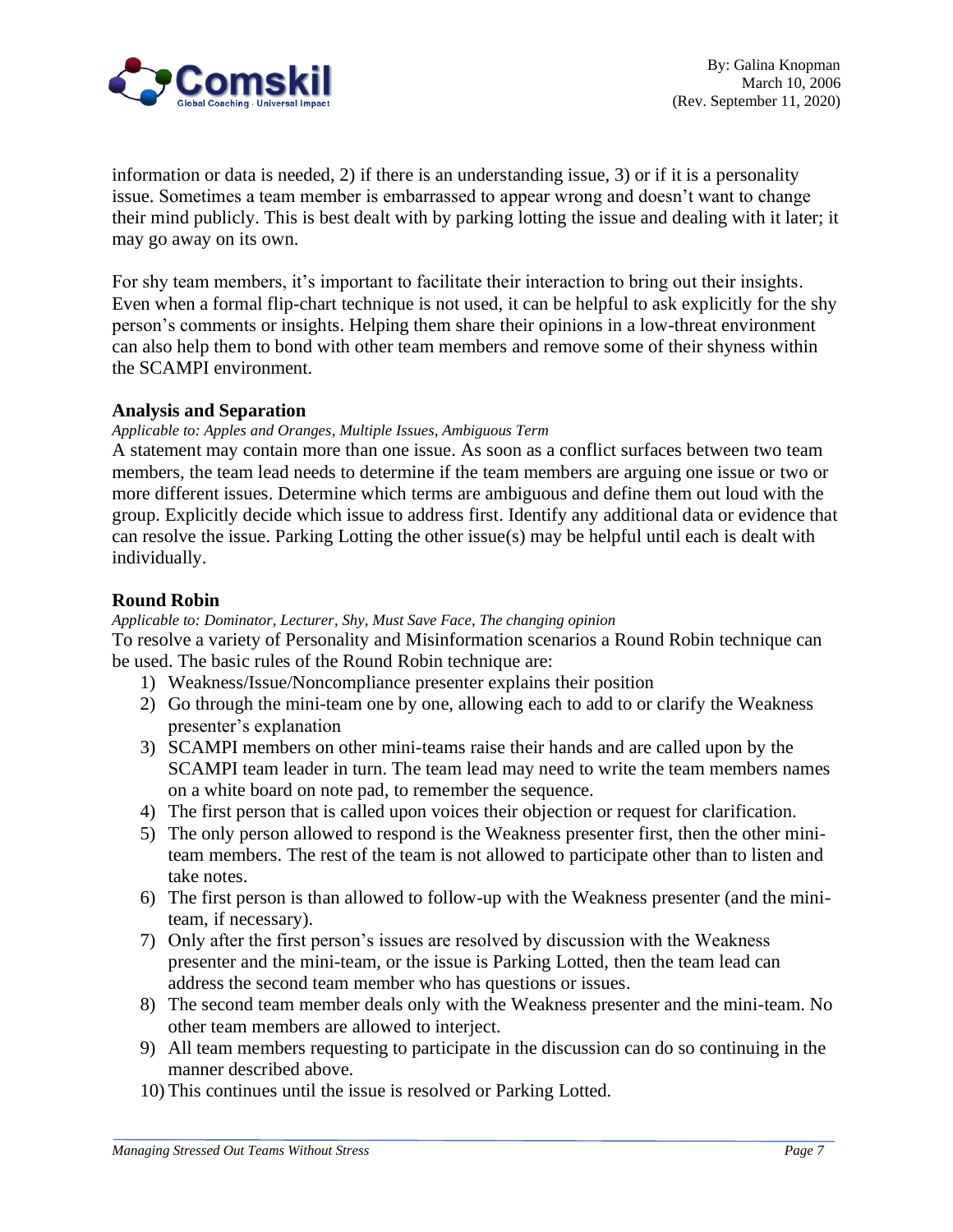information or data is needed, 2) if there is an understanding issue, 3) or if it is a personality issue. Sometimes a team member is embarrassed to appear wrong and doesn't want to change their mind publicly. This is best dealt with by parking lotting the issue and dealing with it later; it may go away on its own.

For shy team members, it's important to facilitate their interaction to bring out their insights. Even when a formal flip-chart technique is not used, it can be helpful to ask explicitly for the shy person's comments or insights. Helping them share their opinions in a low-threat environment can also help them to bond with other team members and remove some of their shyness within the SCAMPI environment.

### Analysis and Separation

*Applicable to: Apples and Oranges, Multiple Issues, Ambiguous Term*

A statement may contain more than one issue. As soon as a conflict surfaces between two team members, the team lead needs to determine if the team members are arguing one issue or two or more different issues. Determine which terms are ambiguous and define them out loud with the group. Explicitly decide which issue to address first. Identify any additional data or evidence that can resolve the issue. Parking Lotting the other issue(s) may be helpful until each is dealt with individually.

### Round Robin

*Applicable to: Dominator, Lecturer, Shy, Must Save Face, The changing opinion*

To resolve a variety of Personality and Misinformation scenarios a Round Robin technique can be used. The basic rules of the Round Robin technique are:

1) Weakness/Issue/Noncompliance presenter explains their position
2) Go through the mini-team one by one, allowing each to add to or clarify the Weakness presenter's explanation
3) SCAMPI members on other mini-teams raise their hands and are called upon by the SCAMPI team leader in turn. The team lead may need to write the team members names on a white board on note pad, to remember the sequence.
4) The first person that is called upon voices their objection or request for clarification.
5) The only person allowed to respond is the Weakness presenter first, then the other mini-team members. The rest of the team is not allowed to participate other than to listen and take notes.
6) The first person is than allowed to follow-up with the Weakness presenter (and the mini-team, if necessary).
7) Only after the first person's issues are resolved by discussion with the Weakness presenter and the mini-team, or the issue is Parking Lotted, then the team lead can address the second team member who has questions or issues.
8) The second team member deals only with the Weakness presenter and the mini-team. No other team members are allowed to interject.
9) All team members requesting to participate in the discussion can do so continuing in the manner described above.
10) This continues until the issue is resolved or Parking Lotted.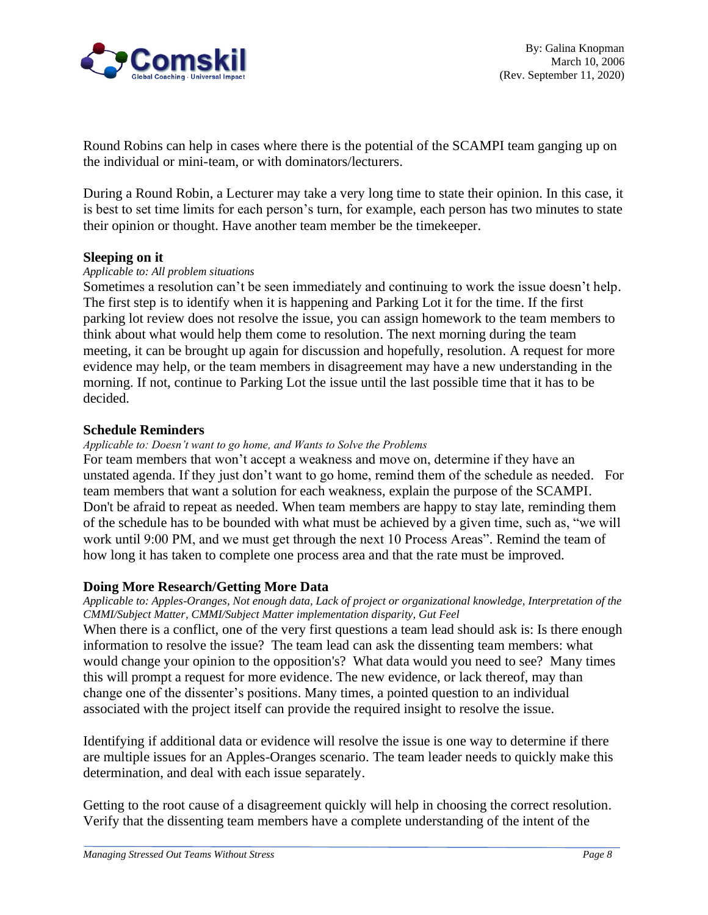Round Robins can help in cases where there is the potential of the SCAMPI team ganging up on the individual or mini-team, or with dominators/lecturers.

During a Round Robin, a Lecturer may take a very long time to state their opinion. In this case, it is best to set time limits for each person's turn, for example, each person has two minutes to state their opinion or thought. Have another team member be the timekeeper.

**Sleeping on it**

*Applicable to: All problem situations*

Sometimes a resolution can't be seen immediately and continuing to work the issue doesn't help. The first step is to identify when it is happening and Parking Lot it for the time. If the first parking lot review does not resolve the issue, you can assign homework to the team members to think about what would help them come to resolution. The next morning during the team meeting, it can be brought up again for discussion and hopefully, resolution. A request for more evidence may help, or the team members in disagreement may have a new understanding in the morning. If not, continue to Parking Lot the issue until the last possible time that it has to be decided.

**Schedule Reminders**

*Applicable to: Doesn't want to go home, and Wants to Solve the Problems*

For team members that won't accept a weakness and move on, determine if they have an unstated agenda. If they just don't want to go home, remind them of the schedule as needed. For team members that want a solution for each weakness, explain the purpose of the SCAMPI. Don't be afraid to repeat as needed. When team members are happy to stay late, reminding them of the schedule has to be bounded with what must be achieved by a given time, such as, "we will work until 9:00 PM, and we must get through the next 10 Process Areas". Remind the team of how long it has taken to complete one process area and that the rate must be improved.

**Doing More Research/Getting More Data**

*Applicable to: Apples-Oranges, Not enough data, Lack of project or organizational knowledge, Interpretation of the CMMI/Subject Matter, CMMI/Subject Matter implementation disparity, Gut Feel*

When there is a conflict, one of the very first questions a team lead should ask is: Is there enough information to resolve the issue? The team lead can ask the dissenting team members: what would change your opinion to the opposition's? What data would you need to see? Many times this will prompt a request for more evidence. The new evidence, or lack thereof, may than change one of the dissenter's positions. Many times, a pointed question to an individual associated with the project itself can provide the required insight to resolve the issue.

Identifying if additional data or evidence will resolve the issue is one way to determine if there are multiple issues for an Apples-Oranges scenario. The team leader needs to quickly make this determination, and deal with each issue separately.

Getting to the root cause of a disagreement quickly will help in choosing the correct resolution. Verify that the dissenting team members have a complete understanding of the intent of the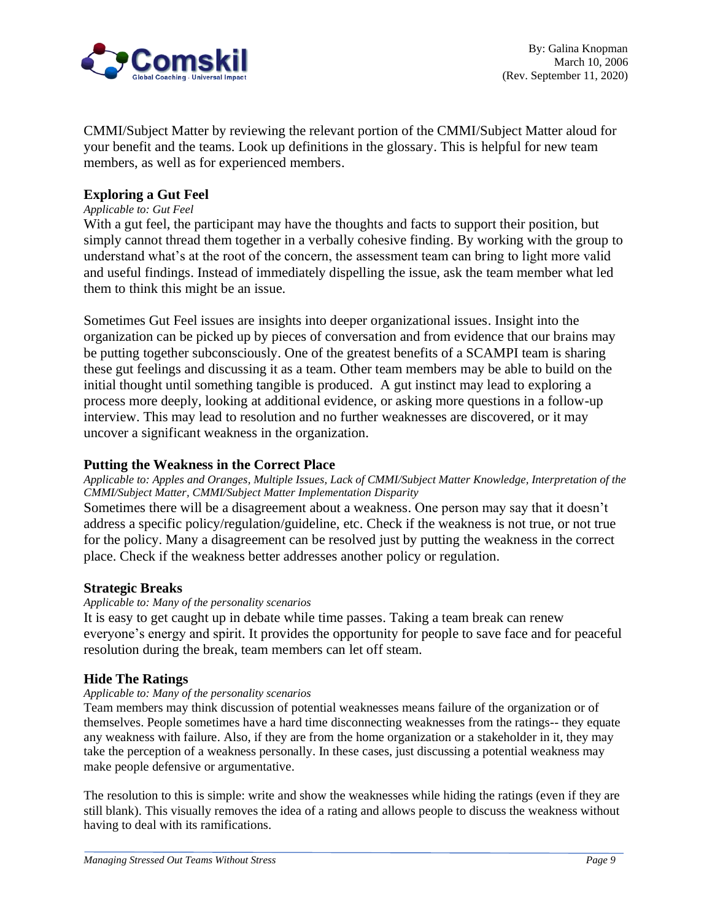CMMI/Subject Matter by reviewing the relevant portion of the CMMI/Subject Matter aloud for your benefit and the teams. Look up definitions in the glossary. This is helpful for new team members, as well as for experienced members.

### Exploring a Gut Feel

*Applicable to: Gut Feel*

With a gut feel, the participant may have the thoughts and facts to support their position, but simply cannot thread them together in a verbally cohesive finding. By working with the group to understand what's at the root of the concern, the assessment team can bring to light more valid and useful findings. Instead of immediately dispelling the issue, ask the team member what led them to think this might be an issue.

Sometimes Gut Feel issues are insights into deeper organizational issues. Insight into the organization can be picked up by pieces of conversation and from evidence that our brains may be putting together subconsciously. One of the greatest benefits of a SCAMPI team is sharing these gut feelings and discussing it as a team. Other team members may be able to build on the initial thought until something tangible is produced. A gut instinct may lead to exploring a process more deeply, looking at additional evidence, or asking more questions in a follow-up interview. This may lead to resolution and no further weaknesses are discovered, or it may uncover a significant weakness in the organization.

### Putting the Weakness in the Correct Place

*Applicable to: Apples and Oranges, Multiple Issues, Lack of CMMI/Subject Matter Knowledge, Interpretation of the CMMI/Subject Matter, CMMI/Subject Matter Implementation Disparity*

Sometimes there will be a disagreement about a weakness. One person may say that it doesn't address a specific policy/regulation/guideline, etc. Check if the weakness is not true, or not true for the policy. Many a disagreement can be resolved just by putting the weakness in the correct place. Check if the weakness better addresses another policy or regulation.

### Strategic Breaks

*Applicable to: Many of the personality scenarios*

It is easy to get caught up in debate while time passes. Taking a team break can renew everyone's energy and spirit. It provides the opportunity for people to save face and for peaceful resolution during the break, team members can let off steam.

### Hide The Ratings

*Applicable to: Many of the personality scenarios*

Team members may think discussion of potential weaknesses means failure of the organization or of themselves. People sometimes have a hard time disconnecting weaknesses from the ratings-- they equate any weakness with failure. Also, if they are from the home organization or a stakeholder in it, they may take the perception of a weakness personally. In these cases, just discussing a potential weakness may make people defensive or argumentative.

The resolution to this is simple: write and show the weaknesses while hiding the ratings (even if they are still blank). This visually removes the idea of a rating and allows people to discuss the weakness without having to deal with its ramifications.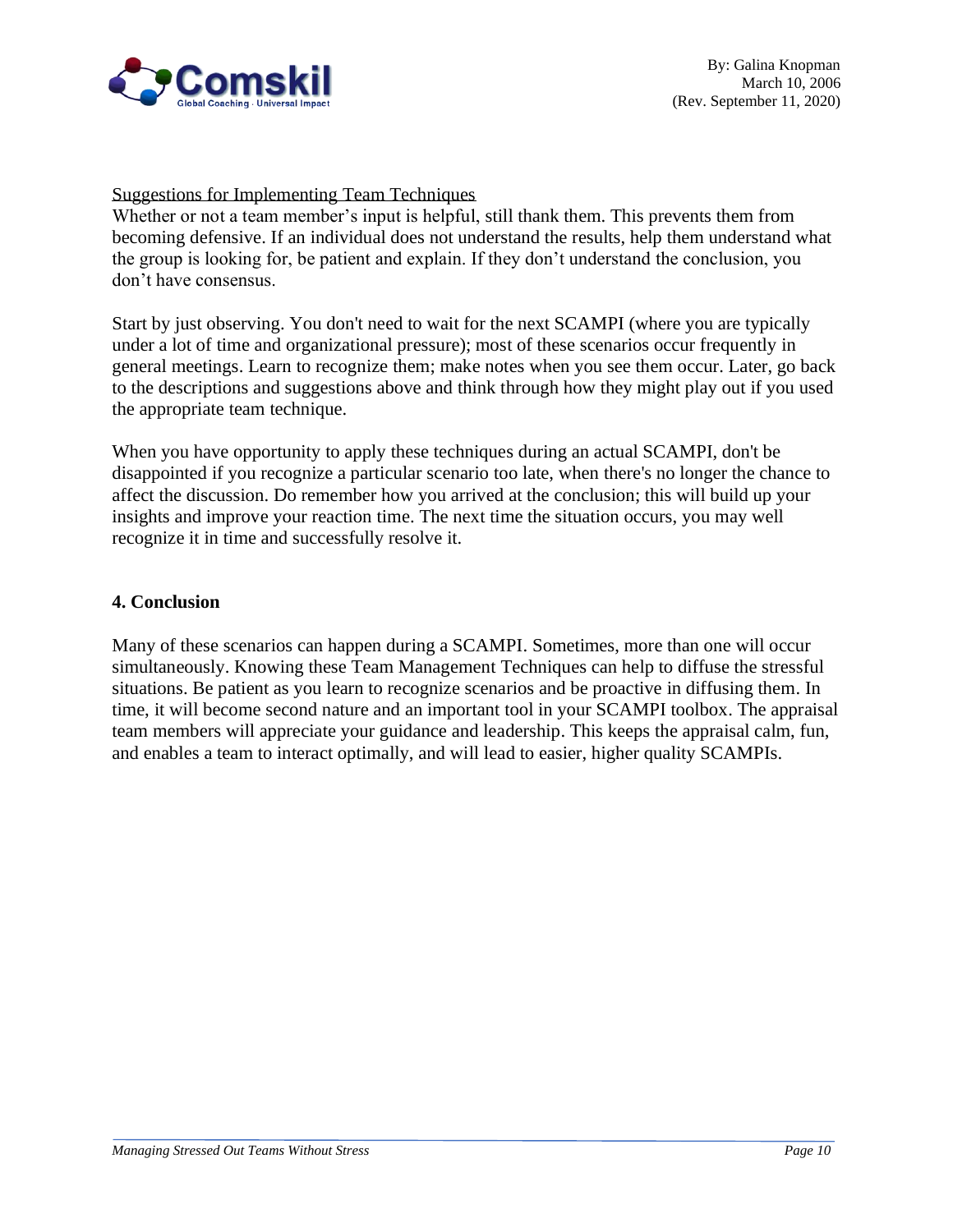Suggestions for Implementing Team Techniques

Whether or not a team member's input is helpful, still thank them. This prevents them from becoming defensive. If an individual does not understand the results, help them understand what the group is looking for, be patient and explain. If they don't understand the conclusion, you don't have consensus.

Start by just observing. You don't need to wait for the next SCAMPI (where you are typically under a lot of time and organizational pressure); most of these scenarios occur frequently in general meetings. Learn to recognize them; make notes when you see them occur. Later, go back to the descriptions and suggestions above and think through how they might play out if you used the appropriate team technique.

When you have opportunity to apply these techniques during an actual SCAMPI, don't be disappointed if you recognize a particular scenario too late, when there's no longer the chance to affect the discussion. Do remember how you arrived at the conclusion; this will build up your insights and improve your reaction time. The next time the situation occurs, you may well recognize it in time and successfully resolve it.

## 4. Conclusion

Many of these scenarios can happen during a SCAMPI. Sometimes, more than one will occur simultaneously. Knowing these Team Management Techniques can help to diffuse the stressful situations. Be patient as you learn to recognize scenarios and be proactive in diffusing them. In time, it will become second nature and an important tool in your SCAMPI toolbox. The appraisal team members will appreciate your guidance and leadership. This keeps the appraisal calm, fun, and enables a team to interact optimally, and will lead to easier, higher quality SCAMPIs.